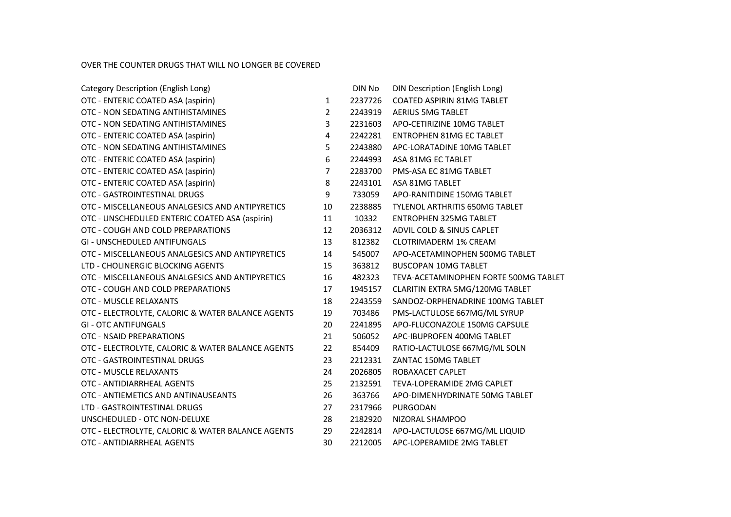OVER THE COUNTER DRUGS THAT WILL NO LONGER BE COVERED

| Category Description (English Long) | | DIN No | DIN Description (English Long) |
|---|---|---|---|
| OTC - ENTERIC COATED ASA (aspirin) | 1 | 2237726 | COATED ASPIRIN 81MG TABLET |
| OTC - NON SEDATING ANTIHISTAMINES | 2 | 2243919 | AERIUS 5MG TABLET |
| OTC - NON SEDATING ANTIHISTAMINES | 3 | 2231603 | APO-CETIRIZINE 10MG TABLET |
| OTC - ENTERIC COATED ASA (aspirin) | 4 | 2242281 | ENTROPHEN 81MG EC TABLET |
| OTC - NON SEDATING ANTIHISTAMINES | 5 | 2243880 | APC-LORATADINE 10MG TABLET |
| OTC - ENTERIC COATED ASA (aspirin) | 6 | 2244993 | ASA 81MG EC TABLET |
| OTC - ENTERIC COATED ASA (aspirin) | 7 | 2283700 | PMS-ASA EC 81MG TABLET |
| OTC - ENTERIC COATED ASA (aspirin) | 8 | 2243101 | ASA 81MG TABLET |
| OTC - GASTROINTESTINAL DRUGS | 9 | 733059 | APO-RANITIDINE 150MG TABLET |
| OTC - MISCELLANEOUS ANALGESICS AND ANTIPYRETICS | 10 | 2238885 | TYLENOL ARTHRITIS 650MG TABLET |
| OTC - UNSCHEDULED ENTERIC COATED ASA (aspirin) | 11 | 10332 | ENTROPHEN 325MG TABLET |
| OTC - COUGH AND COLD PREPARATIONS | 12 | 2036312 | ADVIL COLD & SINUS CAPLET |
| GI - UNSCHEDULED ANTIFUNGALS | 13 | 812382 | CLOTRIMADERM 1% CREAM |
| OTC - MISCELLANEOUS ANALGESICS AND ANTIPYRETICS | 14 | 545007 | APO-ACETAMINOPHEN 500MG TABLET |
| LTD - CHOLINERGIC BLOCKING AGENTS | 15 | 363812 | BUSCOPAN 10MG TABLET |
| OTC - MISCELLANEOUS ANALGESICS AND ANTIPYRETICS | 16 | 482323 | TEVA-ACETAMINOPHEN FORTE 500MG TABLET |
| OTC - COUGH AND COLD PREPARATIONS | 17 | 1945157 | CLARITIN EXTRA 5MG/120MG TABLET |
| OTC - MUSCLE RELAXANTS | 18 | 2243559 | SANDOZ-ORPHENADRINE 100MG TABLET |
| OTC - ELECTROLYTE, CALORIC & WATER BALANCE AGENTS | 19 | 703486 | PMS-LACTULOSE 667MG/ML SYRUP |
| GI - OTC ANTIFUNGALS | 20 | 2241895 | APO-FLUCONAZOLE 150MG CAPSULE |
| OTC - NSAID PREPARATIONS | 21 | 506052 | APC-IBUPROFEN 400MG TABLET |
| OTC - ELECTROLYTE, CALORIC & WATER BALANCE AGENTS | 22 | 854409 | RATIO-LACTULOSE 667MG/ML SOLN |
| OTC - GASTROINTESTINAL DRUGS | 23 | 2212331 | ZANTAC 150MG TABLET |
| OTC - MUSCLE RELAXANTS | 24 | 2026805 | ROBAXACET CAPLET |
| OTC - ANTIDIARRHEAL AGENTS | 25 | 2132591 | TEVA-LOPERAMIDE 2MG CAPLET |
| OTC - ANTIEMETICS AND ANTINAUSEANTS | 26 | 363766 | APO-DIMENHYDRINATE 50MG TABLET |
| LTD - GASTROINTESTINAL DRUGS | 27 | 2317966 | PURGODAN |
| UNSCHEDULED - OTC NON-DELUXE | 28 | 2182920 | NIZORAL SHAMPOO |
| OTC - ELECTROLYTE, CALORIC & WATER BALANCE AGENTS | 29 | 2242814 | APO-LACTULOSE 667MG/ML LIQUID |
| OTC - ANTIDIARRHEAL AGENTS | 30 | 2212005 | APC-LOPERAMIDE 2MG TABLET |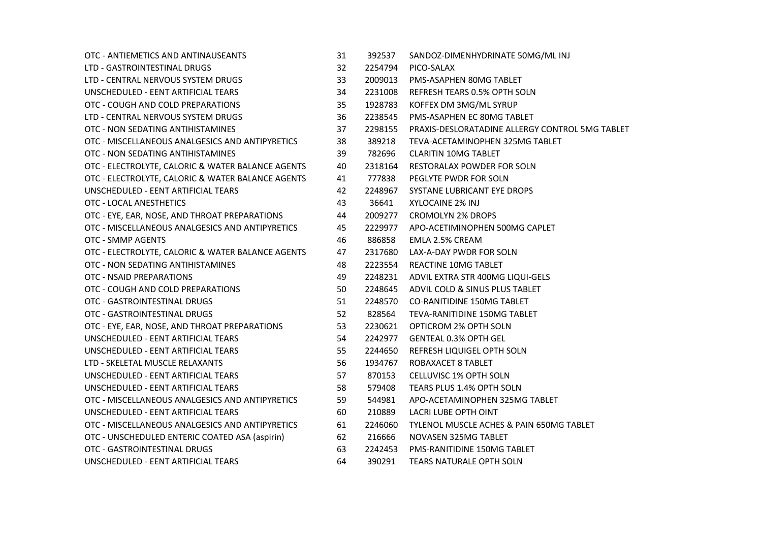| | | | |
|---|---|---|---|
| OTC - ANTIEMETICS AND ANTINAUSEANTS | 31 | 392537 | SANDOZ-DIMENHYDRINATE 50MG/ML INJ |
| LTD - GASTROINTESTINAL DRUGS | 32 | 2254794 | PICO-SALAX |
| LTD - CENTRAL NERVOUS SYSTEM DRUGS | 33 | 2009013 | PMS-ASAPHEN 80MG TABLET |
| UNSCHEDULED - EENT ARTIFICIAL TEARS | 34 | 2231008 | REFRESH TEARS 0.5% OPTH SOLN |
| OTC - COUGH AND COLD PREPARATIONS | 35 | 1928783 | KOFFEX DM 3MG/ML SYRUP |
| LTD - CENTRAL NERVOUS SYSTEM DRUGS | 36 | 2238545 | PMS-ASAPHEN EC 80MG TABLET |
| OTC - NON SEDATING ANTIHISTAMINES | 37 | 2298155 | PRAXIS-DESLORATADINE ALLERGY CONTROL 5MG TABLET |
| OTC - MISCELLANEOUS ANALGESICS AND ANTIPYRETICS | 38 | 389218 | TEVA-ACETAMINOPHEN 325MG TABLET |
| OTC - NON SEDATING ANTIHISTAMINES | 39 | 782696 | CLARITIN 10MG TABLET |
| OTC - ELECTROLYTE, CALORIC & WATER BALANCE AGENTS | 40 | 2318164 | RESTORALAX POWDER FOR SOLN |
| OTC - ELECTROLYTE, CALORIC & WATER BALANCE AGENTS | 41 | 777838 | PEGLYTE PWDR FOR SOLN |
| UNSCHEDULED - EENT ARTIFICIAL TEARS | 42 | 2248967 | SYSTANE LUBRICANT EYE DROPS |
| OTC - LOCAL ANESTHETICS | 43 | 36641 | XYLOCAINE 2% INJ |
| OTC - EYE, EAR, NOSE, AND THROAT PREPARATIONS | 44 | 2009277 | CROMOLYN 2% DROPS |
| OTC - MISCELLANEOUS ANALGESICS AND ANTIPYRETICS | 45 | 2229977 | APO-ACETIMINOPHEN 500MG CAPLET |
| OTC - SMMP AGENTS | 46 | 886858 | EMLA 2.5% CREAM |
| OTC - ELECTROLYTE, CALORIC & WATER BALANCE AGENTS | 47 | 2317680 | LAX-A-DAY PWDR FOR SOLN |
| OTC - NON SEDATING ANTIHISTAMINES | 48 | 2223554 | REACTINE 10MG TABLET |
| OTC - NSAID PREPARATIONS | 49 | 2248231 | ADVIL EXTRA STR 400MG LIQUI-GELS |
| OTC - COUGH AND COLD PREPARATIONS | 50 | 2248645 | ADVIL COLD & SINUS PLUS TABLET |
| OTC - GASTROINTESTINAL DRUGS | 51 | 2248570 | CO-RANITIDINE 150MG TABLET |
| OTC - GASTROINTESTINAL DRUGS | 52 | 828564 | TEVA-RANITIDINE 150MG TABLET |
| OTC - EYE, EAR, NOSE, AND THROAT PREPARATIONS | 53 | 2230621 | OPTICROM 2% OPTH SOLN |
| UNSCHEDULED - EENT ARTIFICIAL TEARS | 54 | 2242977 | GENTEAL 0.3% OPTH GEL |
| UNSCHEDULED - EENT ARTIFICIAL TEARS | 55 | 2244650 | REFRESH LIQUIGEL OPTH SOLN |
| LTD - SKELETAL MUSCLE RELAXANTS | 56 | 1934767 | ROBAXACET 8 TABLET |
| UNSCHEDULED - EENT ARTIFICIAL TEARS | 57 | 870153 | CELLUVISC 1% OPTH SOLN |
| UNSCHEDULED - EENT ARTIFICIAL TEARS | 58 | 579408 | TEARS PLUS 1.4% OPTH SOLN |
| OTC - MISCELLANEOUS ANALGESICS AND ANTIPYRETICS | 59 | 544981 | APO-ACETAMINOPHEN 325MG TABLET |
| UNSCHEDULED - EENT ARTIFICIAL TEARS | 60 | 210889 | LACRI LUBE OPTH OINT |
| OTC - MISCELLANEOUS ANALGESICS AND ANTIPYRETICS | 61 | 2246060 | TYLENOL MUSCLE ACHES & PAIN 650MG TABLET |
| OTC - UNSCHEDULED ENTERIC COATED ASA (aspirin) | 62 | 216666 | NOVASEN 325MG TABLET |
| OTC - GASTROINTESTINAL DRUGS | 63 | 2242453 | PMS-RANITIDINE 150MG TABLET |
| UNSCHEDULED - EENT ARTIFICIAL TEARS | 64 | 390291 | TEARS NATURALE OPTH SOLN |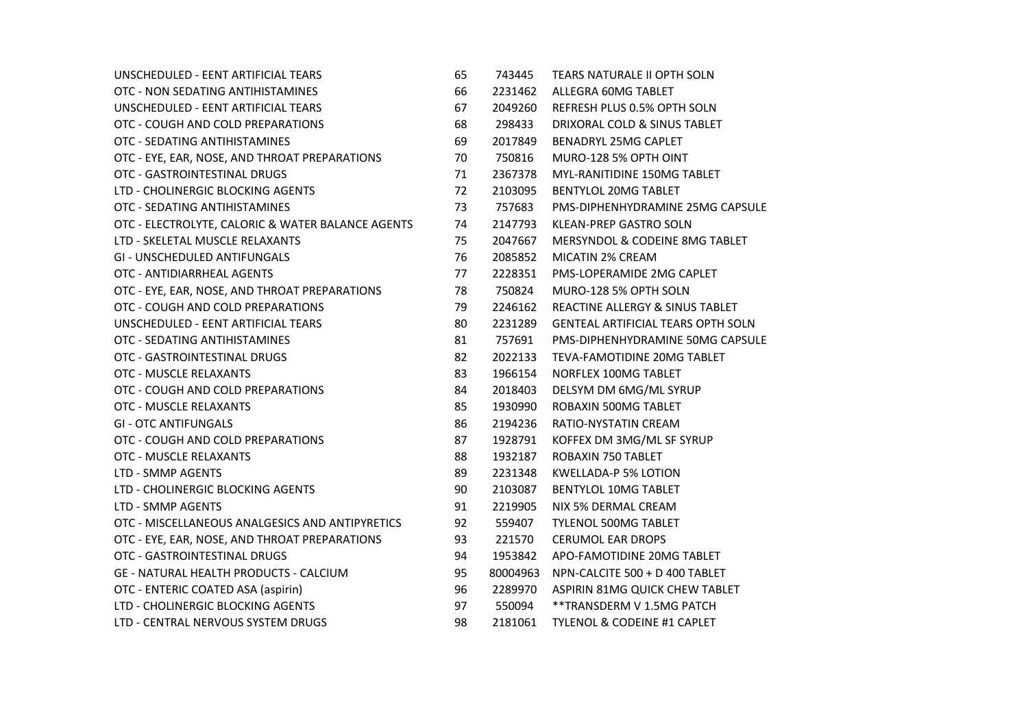| | | | |
|---|---|---|---|
| UNSCHEDULED - EENT ARTIFICIAL TEARS | 65 | 743445 | TEARS NATURALE II OPTH SOLN |
| OTC - NON SEDATING ANTIHISTAMINES | 66 | 2231462 | ALLEGRA 60MG TABLET |
| UNSCHEDULED - EENT ARTIFICIAL TEARS | 67 | 2049260 | REFRESH PLUS 0.5% OPTH SOLN |
| OTC - COUGH AND COLD PREPARATIONS | 68 | 298433 | DRIXORAL COLD & SINUS TABLET |
| OTC - SEDATING ANTIHISTAMINES | 69 | 2017849 | BENADRYL 25MG CAPLET |
| OTC - EYE, EAR, NOSE, AND THROAT PREPARATIONS | 70 | 750816 | MURO-128 5% OPTH OINT |
| OTC - GASTROINTESTINAL DRUGS | 71 | 2367378 | MYL-RANITIDINE 150MG TABLET |
| LTD - CHOLINERGIC BLOCKING AGENTS | 72 | 2103095 | BENTYLOL 20MG TABLET |
| OTC - SEDATING ANTIHISTAMINES | 73 | 757683 | PMS-DIPHENHYDRAMINE 25MG CAPSULE |
| OTC - ELECTROLYTE, CALORIC & WATER BALANCE AGENTS | 74 | 2147793 | KLEAN-PREP GASTRO SOLN |
| LTD - SKELETAL MUSCLE RELAXANTS | 75 | 2047667 | MERSYNDOL & CODEINE 8MG TABLET |
| GI - UNSCHEDULED ANTIFUNGALS | 76 | 2085852 | MICATIN 2% CREAM |
| OTC - ANTIDIARRHEAL AGENTS | 77 | 2228351 | PMS-LOPERAMIDE 2MG CAPLET |
| OTC - EYE, EAR, NOSE, AND THROAT PREPARATIONS | 78 | 750824 | MURO-128 5% OPTH SOLN |
| OTC - COUGH AND COLD PREPARATIONS | 79 | 2246162 | REACTINE ALLERGY & SINUS TABLET |
| UNSCHEDULED - EENT ARTIFICIAL TEARS | 80 | 2231289 | GENTEAL ARTIFICIAL TEARS OPTH SOLN |
| OTC - SEDATING ANTIHISTAMINES | 81 | 757691 | PMS-DIPHENHYDRAMINE 50MG CAPSULE |
| OTC - GASTROINTESTINAL DRUGS | 82 | 2022133 | TEVA-FAMOTIDINE 20MG TABLET |
| OTC - MUSCLE RELAXANTS | 83 | 1966154 | NORFLEX 100MG TABLET |
| OTC - COUGH AND COLD PREPARATIONS | 84 | 2018403 | DELSYM DM 6MG/ML SYRUP |
| OTC - MUSCLE RELAXANTS | 85 | 1930990 | ROBAXIN 500MG TABLET |
| GI - OTC ANTIFUNGALS | 86 | 2194236 | RATIO-NYSTATIN CREAM |
| OTC - COUGH AND COLD PREPARATIONS | 87 | 1928791 | KOFFEX DM 3MG/ML SF SYRUP |
| OTC - MUSCLE RELAXANTS | 88 | 1932187 | ROBAXIN 750 TABLET |
| LTD - SMMP AGENTS | 89 | 2231348 | KWELLADA-P 5% LOTION |
| LTD - CHOLINERGIC BLOCKING AGENTS | 90 | 2103087 | BENTYLOL 10MG TABLET |
| LTD - SMMP AGENTS | 91 | 2219905 | NIX 5% DERMAL CREAM |
| OTC - MISCELLANEOUS ANALGESICS AND ANTIPYRETICS | 92 | 559407 | TYLENOL 500MG TABLET |
| OTC - EYE, EAR, NOSE, AND THROAT PREPARATIONS | 93 | 221570 | CERUMOL EAR DROPS |
| OTC - GASTROINTESTINAL DRUGS | 94 | 1953842 | APO-FAMOTIDINE 20MG TABLET |
| GE - NATURAL HEALTH PRODUCTS - CALCIUM | 95 | 80004963 | NPN-CALCITE 500 + D 400 TABLET |
| OTC - ENTERIC COATED ASA (aspirin) | 96 | 2289970 | ASPIRIN 81MG QUICK CHEW TABLET |
| LTD - CHOLINERGIC BLOCKING AGENTS | 97 | 550094 | **TRANSDERM V 1.5MG PATCH |
| LTD - CENTRAL NERVOUS SYSTEM DRUGS | 98 | 2181061 | TYLENOL & CODEINE #1 CAPLET |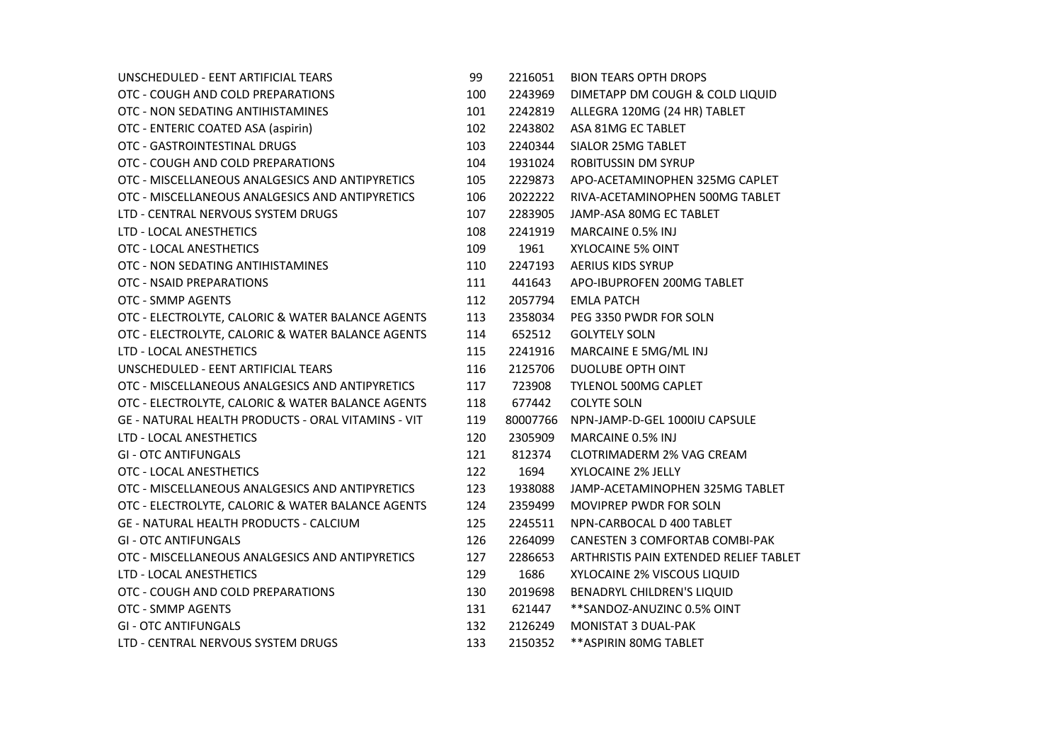| | | | |
|---|---|---|---|
| UNSCHEDULED - EENT ARTIFICIAL TEARS | 99 | 2216051 | BION TEARS OPTH DROPS |
| OTC - COUGH AND COLD PREPARATIONS | 100 | 2243969 | DIMETAPP DM COUGH & COLD LIQUID |
| OTC - NON SEDATING ANTIHISTAMINES | 101 | 2242819 | ALLEGRA 120MG (24 HR) TABLET |
| OTC - ENTERIC COATED ASA (aspirin) | 102 | 2243802 | ASA 81MG EC TABLET |
| OTC - GASTROINTESTINAL DRUGS | 103 | 2240344 | SIALOR 25MG TABLET |
| OTC - COUGH AND COLD PREPARATIONS | 104 | 1931024 | ROBITUSSIN DM SYRUP |
| OTC - MISCELLANEOUS ANALGESICS AND ANTIPYRETICS | 105 | 2229873 | APO-ACETAMINOPHEN 325MG CAPLET |
| OTC - MISCELLANEOUS ANALGESICS AND ANTIPYRETICS | 106 | 2022222 | RIVA-ACETAMINOPHEN 500MG TABLET |
| LTD - CENTRAL NERVOUS SYSTEM DRUGS | 107 | 2283905 | JAMP-ASA 80MG EC TABLET |
| LTD - LOCAL ANESTHETICS | 108 | 2241919 | MARCAINE 0.5% INJ |
| OTC - LOCAL ANESTHETICS | 109 | 1961 | XYLOCAINE 5% OINT |
| OTC - NON SEDATING ANTIHISTAMINES | 110 | 2247193 | AERIUS KIDS SYRUP |
| OTC - NSAID PREPARATIONS | 111 | 441643 | APO-IBUPROFEN 200MG TABLET |
| OTC - SMMP AGENTS | 112 | 2057794 | EMLA PATCH |
| OTC - ELECTROLYTE, CALORIC & WATER BALANCE AGENTS | 113 | 2358034 | PEG 3350 PWDR FOR SOLN |
| OTC - ELECTROLYTE, CALORIC & WATER BALANCE AGENTS | 114 | 652512 | GOLYTELY SOLN |
| LTD - LOCAL ANESTHETICS | 115 | 2241916 | MARCAINE E 5MG/ML INJ |
| UNSCHEDULED - EENT ARTIFICIAL TEARS | 116 | 2125706 | DUOLUBE OPTH OINT |
| OTC - MISCELLANEOUS ANALGESICS AND ANTIPYRETICS | 117 | 723908 | TYLENOL 500MG CAPLET |
| OTC - ELECTROLYTE, CALORIC & WATER BALANCE AGENTS | 118 | 677442 | COLYTE SOLN |
| GE - NATURAL HEALTH PRODUCTS - ORAL VITAMINS - VIT | 119 | 80007766 | NPN-JAMP-D-GEL 1000IU CAPSULE |
| LTD - LOCAL ANESTHETICS | 120 | 2305909 | MARCAINE 0.5% INJ |
| GI - OTC ANTIFUNGALS | 121 | 812374 | CLOTRIMADERM 2% VAG CREAM |
| OTC - LOCAL ANESTHETICS | 122 | 1694 | XYLOCAINE 2% JELLY |
| OTC - MISCELLANEOUS ANALGESICS AND ANTIPYRETICS | 123 | 1938088 | JAMP-ACETAMINOPHEN 325MG TABLET |
| OTC - ELECTROLYTE, CALORIC & WATER BALANCE AGENTS | 124 | 2359499 | MOVIPREP PWDR FOR SOLN |
| GE - NATURAL HEALTH PRODUCTS - CALCIUM | 125 | 2245511 | NPN-CARBOCAL D 400 TABLET |
| GI - OTC ANTIFUNGALS | 126 | 2264099 | CANESTEN 3 COMFORTAB COMBI-PAK |
| OTC - MISCELLANEOUS ANALGESICS AND ANTIPYRETICS | 127 | 2286653 | ARTHRISTIS PAIN EXTENDED RELIEF TABLET |
| LTD - LOCAL ANESTHETICS | 129 | 1686 | XYLOCAINE 2% VISCOUS LIQUID |
| OTC - COUGH AND COLD PREPARATIONS | 130 | 2019698 | BENADRYL CHILDREN'S LIQUID |
| OTC - SMMP AGENTS | 131 | 621447 | **SANDOZ-ANUZINC 0.5% OINT |
| GI - OTC ANTIFUNGALS | 132 | 2126249 | MONISTAT 3 DUAL-PAK |
| LTD - CENTRAL NERVOUS SYSTEM DRUGS | 133 | 2150352 | **ASPIRIN 80MG TABLET |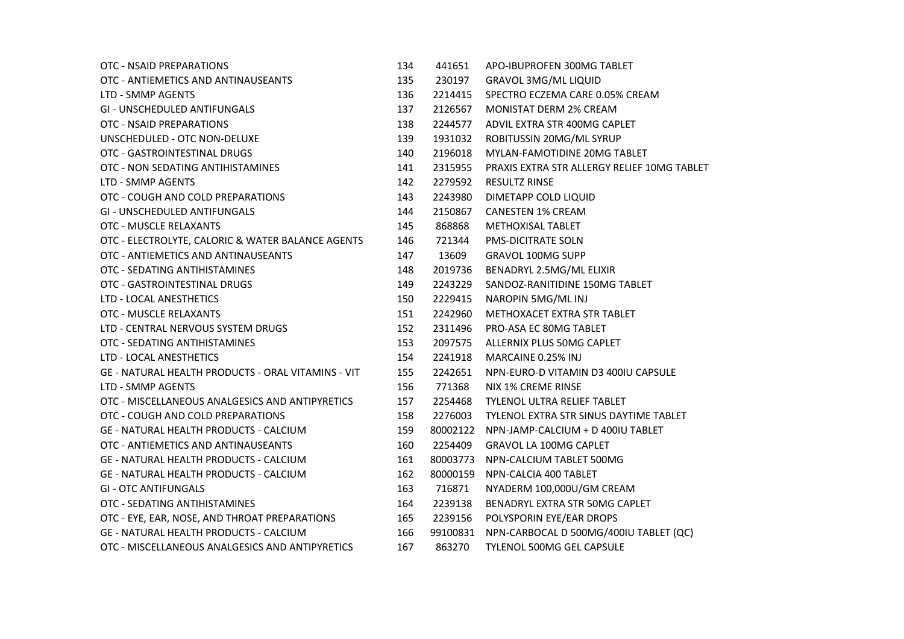| | | | |
|---|---|---|---|
| OTC - NSAID PREPARATIONS | 134 | 441651 | APO-IBUPROFEN 300MG TABLET |
| OTC - ANTIEMETICS AND ANTINAUSEANTS | 135 | 230197 | GRAVOL 3MG/ML LIQUID |
| LTD - SMMP AGENTS | 136 | 2214415 | SPECTRO ECZEMA CARE 0.05% CREAM |
| GI - UNSCHEDULED ANTIFUNGALS | 137 | 2126567 | MONISTAT DERM 2% CREAM |
| OTC - NSAID PREPARATIONS | 138 | 2244577 | ADVIL EXTRA STR 400MG CAPLET |
| UNSCHEDULED - OTC NON-DELUXE | 139 | 1931032 | ROBITUSSIN 20MG/ML SYRUP |
| OTC - GASTROINTESTINAL DRUGS | 140 | 2196018 | MYLAN-FAMOTIDINE 20MG TABLET |
| OTC - NON SEDATING ANTIHISTAMINES | 141 | 2315955 | PRAXIS EXTRA STR ALLERGY RELIEF 10MG TABLET |
| LTD - SMMP AGENTS | 142 | 2279592 | RESULTZ RINSE |
| OTC - COUGH AND COLD PREPARATIONS | 143 | 2243980 | DIMETAPP COLD LIQUID |
| GI - UNSCHEDULED ANTIFUNGALS | 144 | 2150867 | CANESTEN 1% CREAM |
| OTC - MUSCLE RELAXANTS | 145 | 868868 | METHOXISAL TABLET |
| OTC - ELECTROLYTE, CALORIC & WATER BALANCE AGENTS | 146 | 721344 | PMS-DICITRATE SOLN |
| OTC - ANTIEMETICS AND ANTINAUSEANTS | 147 | 13609 | GRAVOL 100MG SUPP |
| OTC - SEDATING ANTIHISTAMINES | 148 | 2019736 | BENADRYL 2.5MG/ML ELIXIR |
| OTC - GASTROINTESTINAL DRUGS | 149 | 2243229 | SANDOZ-RANITIDINE 150MG TABLET |
| LTD - LOCAL ANESTHETICS | 150 | 2229415 | NAROPIN 5MG/ML INJ |
| OTC - MUSCLE RELAXANTS | 151 | 2242960 | METHOXACET EXTRA STR TABLET |
| LTD - CENTRAL NERVOUS SYSTEM DRUGS | 152 | 2311496 | PRO-ASA EC 80MG TABLET |
| OTC - SEDATING ANTIHISTAMINES | 153 | 2097575 | ALLERNIX PLUS 50MG CAPLET |
| LTD - LOCAL ANESTHETICS | 154 | 2241918 | MARCAINE 0.25% INJ |
| GE - NATURAL HEALTH PRODUCTS - ORAL VITAMINS - VIT | 155 | 2242651 | NPN-EURO-D VITAMIN D3 400IU CAPSULE |
| LTD - SMMP AGENTS | 156 | 771368 | NIX 1% CREME RINSE |
| OTC - MISCELLANEOUS ANALGESICS AND ANTIPYRETICS | 157 | 2254468 | TYLENOL ULTRA RELIEF TABLET |
| OTC - COUGH AND COLD PREPARATIONS | 158 | 2276003 | TYLENOL EXTRA STR SINUS DAYTIME TABLET |
| GE - NATURAL HEALTH PRODUCTS - CALCIUM | 159 | 80002122 | NPN-JAMP-CALCIUM + D 400IU TABLET |
| OTC - ANTIEMETICS AND ANTINAUSEANTS | 160 | 2254409 | GRAVOL LA 100MG CAPLET |
| GE - NATURAL HEALTH PRODUCTS - CALCIUM | 161 | 80003773 | NPN-CALCIUM TABLET 500MG |
| GE - NATURAL HEALTH PRODUCTS - CALCIUM | 162 | 80000159 | NPN-CALCIA 400 TABLET |
| GI - OTC ANTIFUNGALS | 163 | 716871 | NYADERM 100,000U/GM CREAM |
| OTC - SEDATING ANTIHISTAMINES | 164 | 2239138 | BENADRYL EXTRA STR 50MG CAPLET |
| OTC - EYE, EAR, NOSE, AND THROAT PREPARATIONS | 165 | 2239156 | POLYSPORIN EYE/EAR DROPS |
| GE - NATURAL HEALTH PRODUCTS - CALCIUM | 166 | 99100831 | NPN-CARBOCAL D 500MG/400IU TABLET (QC) |
| OTC - MISCELLANEOUS ANALGESICS AND ANTIPYRETICS | 167 | 863270 | TYLENOL 500MG GEL CAPSULE |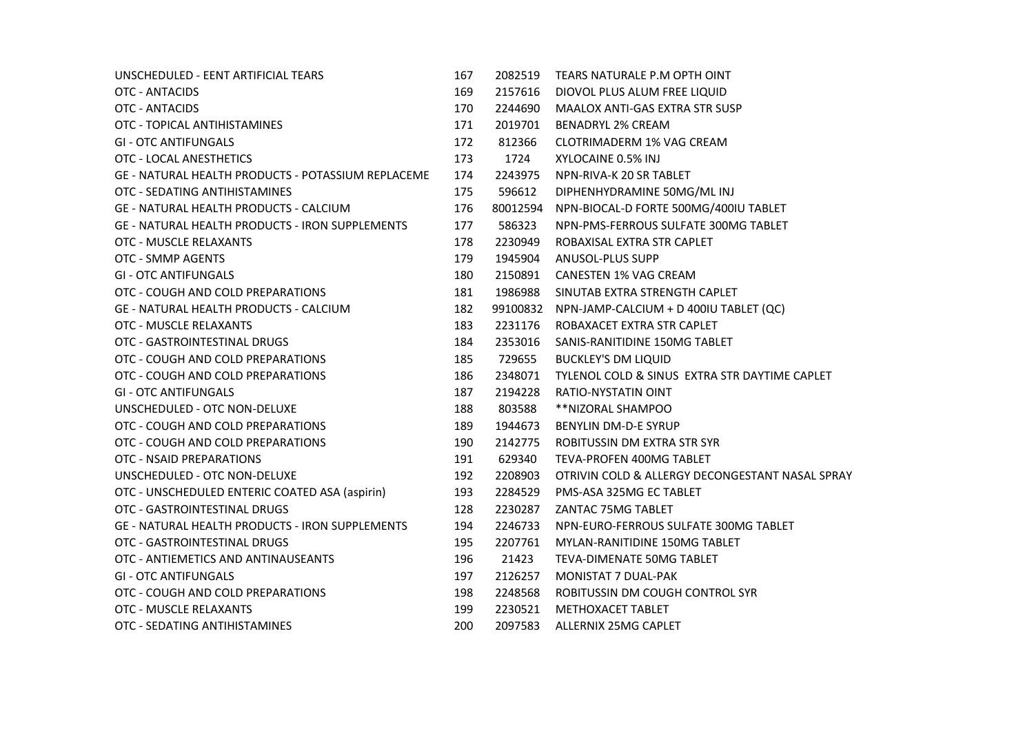| | | | |
|---|---|---|---|
| UNSCHEDULED - EENT ARTIFICIAL TEARS | 167 | 2082519 | TEARS NATURALE P.M OPTH OINT |
| OTC - ANTACIDS | 169 | 2157616 | DIOVOL PLUS ALUM FREE LIQUID |
| OTC - ANTACIDS | 170 | 2244690 | MAALOX ANTI-GAS EXTRA STR SUSP |
| OTC - TOPICAL ANTIHISTAMINES | 171 | 2019701 | BENADRYL 2% CREAM |
| GI - OTC ANTIFUNGALS | 172 | 812366 | CLOTRIMADERM 1% VAG CREAM |
| OTC - LOCAL ANESTHETICS | 173 | 1724 | XYLOCAINE 0.5% INJ |
| GE - NATURAL HEALTH PRODUCTS - POTASSIUM REPLACEME | 174 | 2243975 | NPN-RIVA-K 20 SR TABLET |
| OTC - SEDATING ANTIHISTAMINES | 175 | 596612 | DIPHENHYDRAMINE 50MG/ML INJ |
| GE - NATURAL HEALTH PRODUCTS - CALCIUM | 176 | 80012594 | NPN-BIOCAL-D FORTE 500MG/400IU TABLET |
| GE - NATURAL HEALTH PRODUCTS - IRON SUPPLEMENTS | 177 | 586323 | NPN-PMS-FERROUS SULFATE 300MG TABLET |
| OTC - MUSCLE RELAXANTS | 178 | 2230949 | ROBAXISAL EXTRA STR CAPLET |
| OTC - SMMP AGENTS | 179 | 1945904 | ANUSOL-PLUS SUPP |
| GI - OTC ANTIFUNGALS | 180 | 2150891 | CANESTEN 1% VAG CREAM |
| OTC - COUGH AND COLD PREPARATIONS | 181 | 1986988 | SINUTAB EXTRA STRENGTH CAPLET |
| GE - NATURAL HEALTH PRODUCTS - CALCIUM | 182 | 99100832 | NPN-JAMP-CALCIUM + D 400IU TABLET (QC) |
| OTC - MUSCLE RELAXANTS | 183 | 2231176 | ROBAXACET EXTRA STR CAPLET |
| OTC - GASTROINTESTINAL DRUGS | 184 | 2353016 | SANIS-RANITIDINE 150MG TABLET |
| OTC - COUGH AND COLD PREPARATIONS | 185 | 729655 | BUCKLEY'S DM LIQUID |
| OTC - COUGH AND COLD PREPARATIONS | 186 | 2348071 | TYLENOL COLD & SINUS EXTRA STR DAYTIME CAPLET |
| GI - OTC ANTIFUNGALS | 187 | 2194228 | RATIO-NYSTATIN OINT |
| UNSCHEDULED - OTC NON-DELUXE | 188 | 803588 | **NIZORAL SHAMPOO |
| OTC - COUGH AND COLD PREPARATIONS | 189 | 1944673 | BENYLIN DM-D-E SYRUP |
| OTC - COUGH AND COLD PREPARATIONS | 190 | 2142775 | ROBITUSSIN DM EXTRA STR SYR |
| OTC - NSAID PREPARATIONS | 191 | 629340 | TEVA-PROFEN 400MG TABLET |
| UNSCHEDULED - OTC NON-DELUXE | 192 | 2208903 | OTRIVIN COLD & ALLERGY DECONGESTANT NASAL SPRAY |
| OTC - UNSCHEDULED ENTERIC COATED ASA (aspirin) | 193 | 2284529 | PMS-ASA 325MG EC TABLET |
| OTC - GASTROINTESTINAL DRUGS | 128 | 2230287 | ZANTAC 75MG TABLET |
| GE - NATURAL HEALTH PRODUCTS - IRON SUPPLEMENTS | 194 | 2246733 | NPN-EURO-FERROUS SULFATE 300MG TABLET |
| OTC - GASTROINTESTINAL DRUGS | 195 | 2207761 | MYLAN-RANITIDINE 150MG TABLET |
| OTC - ANTIEMETICS AND ANTINAUSEANTS | 196 | 21423 | TEVA-DIMENATE 50MG TABLET |
| GI - OTC ANTIFUNGALS | 197 | 2126257 | MONISTAT 7 DUAL-PAK |
| OTC - COUGH AND COLD PREPARATIONS | 198 | 2248568 | ROBITUSSIN DM COUGH CONTROL SYR |
| OTC - MUSCLE RELAXANTS | 199 | 2230521 | METHOXACET TABLET |
| OTC - SEDATING ANTIHISTAMINES | 200 | 2097583 | ALLERNIX 25MG CAPLET |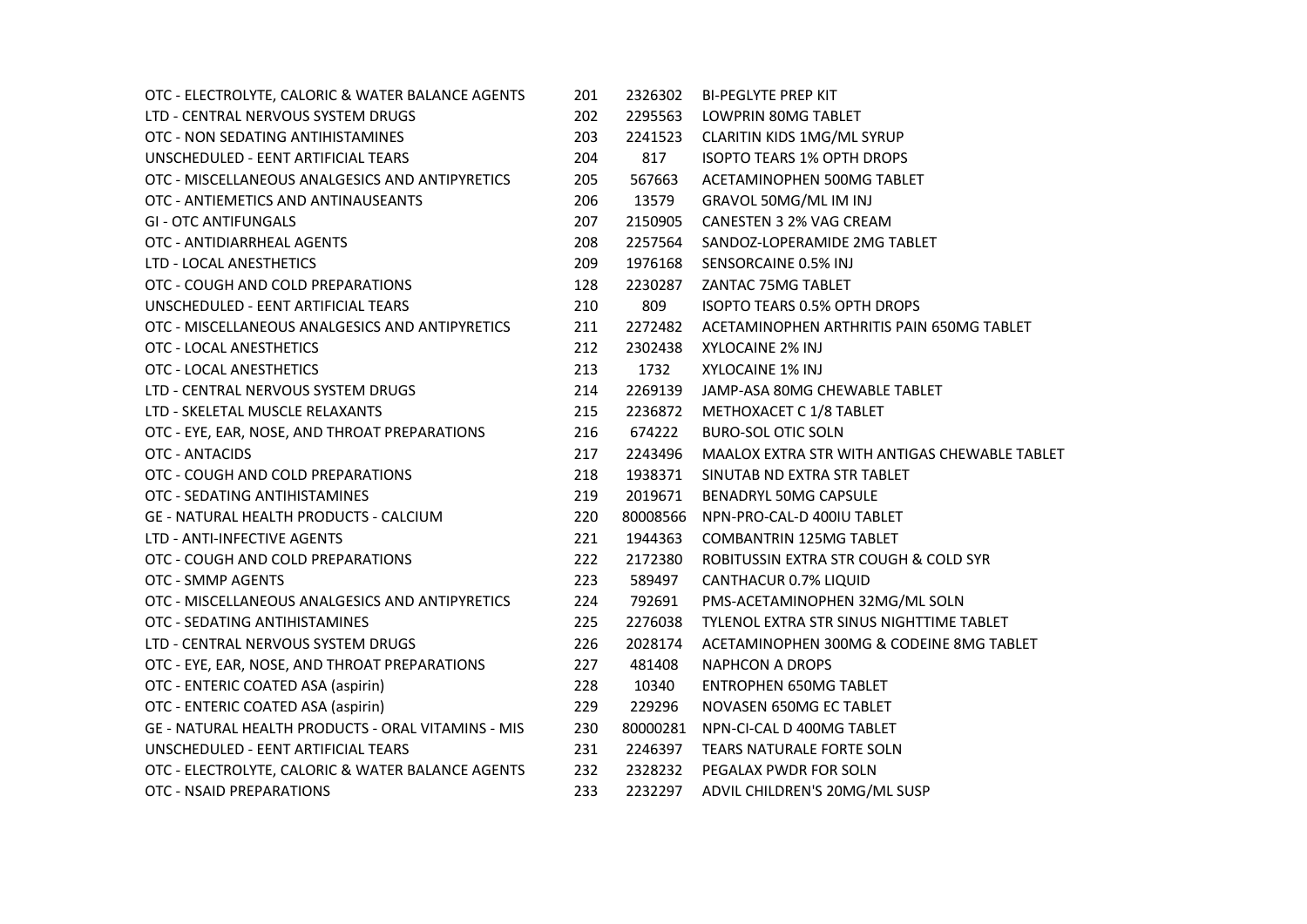| | | | |
|---|---|---|---|
| OTC - ELECTROLYTE, CALORIC & WATER BALANCE AGENTS | 201 | 2326302 | BI-PEGLYTE PREP KIT |
| LTD - CENTRAL NERVOUS SYSTEM DRUGS | 202 | 2295563 | LOWPRIN 80MG TABLET |
| OTC - NON SEDATING ANTIHISTAMINES | 203 | 2241523 | CLARITIN KIDS 1MG/ML SYRUP |
| UNSCHEDULED - EENT ARTIFICIAL TEARS | 204 | 817 | ISOPTO TEARS 1% OPTH DROPS |
| OTC - MISCELLANEOUS ANALGESICS AND ANTIPYRETICS | 205 | 567663 | ACETAMINOPHEN 500MG TABLET |
| OTC - ANTIEMETICS AND ANTINAUSEANTS | 206 | 13579 | GRAVOL 50MG/ML IM INJ |
| GI - OTC ANTIFUNGALS | 207 | 2150905 | CANESTEN 3 2% VAG CREAM |
| OTC - ANTIDIARRHEAL AGENTS | 208 | 2257564 | SANDOZ-LOPERAMIDE 2MG TABLET |
| LTD - LOCAL ANESTHETICS | 209 | 1976168 | SENSORCAINE 0.5% INJ |
| OTC - COUGH AND COLD PREPARATIONS | 128 | 2230287 | ZANTAC 75MG TABLET |
| UNSCHEDULED - EENT ARTIFICIAL TEARS | 210 | 809 | ISOPTO TEARS 0.5% OPTH DROPS |
| OTC - MISCELLANEOUS ANALGESICS AND ANTIPYRETICS | 211 | 2272482 | ACETAMINOPHEN ARTHRITIS PAIN 650MG TABLET |
| OTC - LOCAL ANESTHETICS | 212 | 2302438 | XYLOCAINE 2% INJ |
| OTC - LOCAL ANESTHETICS | 213 | 1732 | XYLOCAINE 1% INJ |
| LTD - CENTRAL NERVOUS SYSTEM DRUGS | 214 | 2269139 | JAMP-ASA 80MG CHEWABLE TABLET |
| LTD - SKELETAL MUSCLE RELAXANTS | 215 | 2236872 | METHOXACET C 1/8 TABLET |
| OTC - EYE, EAR, NOSE, AND THROAT PREPARATIONS | 216 | 674222 | BURO-SOL OTIC SOLN |
| OTC - ANTACIDS | 217 | 2243496 | MAALOX EXTRA STR WITH ANTIGAS CHEWABLE TABLET |
| OTC - COUGH AND COLD PREPARATIONS | 218 | 1938371 | SINUTAB ND EXTRA STR TABLET |
| OTC - SEDATING ANTIHISTAMINES | 219 | 2019671 | BENADRYL 50MG CAPSULE |
| GE - NATURAL HEALTH PRODUCTS - CALCIUM | 220 | 80008566 | NPN-PRO-CAL-D 400IU TABLET |
| LTD - ANTI-INFECTIVE AGENTS | 221 | 1944363 | COMBANTRIN 125MG TABLET |
| OTC - COUGH AND COLD PREPARATIONS | 222 | 2172380 | ROBITUSSIN EXTRA STR COUGH & COLD SYR |
| OTC - SMMP AGENTS | 223 | 589497 | CANTHACUR 0.7% LIQUID |
| OTC - MISCELLANEOUS ANALGESICS AND ANTIPYRETICS | 224 | 792691 | PMS-ACETAMINOPHEN 32MG/ML SOLN |
| OTC - SEDATING ANTIHISTAMINES | 225 | 2276038 | TYLENOL EXTRA STR SINUS NIGHTTIME TABLET |
| LTD - CENTRAL NERVOUS SYSTEM DRUGS | 226 | 2028174 | ACETAMINOPHEN 300MG & CODEINE 8MG TABLET |
| OTC - EYE, EAR, NOSE, AND THROAT PREPARATIONS | 227 | 481408 | NAPHCON A DROPS |
| OTC - ENTERIC COATED ASA (aspirin) | 228 | 10340 | ENTROPHEN 650MG TABLET |
| OTC - ENTERIC COATED ASA (aspirin) | 229 | 229296 | NOVASEN 650MG EC TABLET |
| GE - NATURAL HEALTH PRODUCTS - ORAL VITAMINS - MIS | 230 | 80000281 | NPN-CI-CAL D 400MG TABLET |
| UNSCHEDULED - EENT ARTIFICIAL TEARS | 231 | 2246397 | TEARS NATURALE FORTE SOLN |
| OTC - ELECTROLYTE, CALORIC & WATER BALANCE AGENTS | 232 | 2328232 | PEGALAX PWDR FOR SOLN |
| OTC - NSAID PREPARATIONS | 233 | 2232297 | ADVIL CHILDREN'S 20MG/ML SUSP |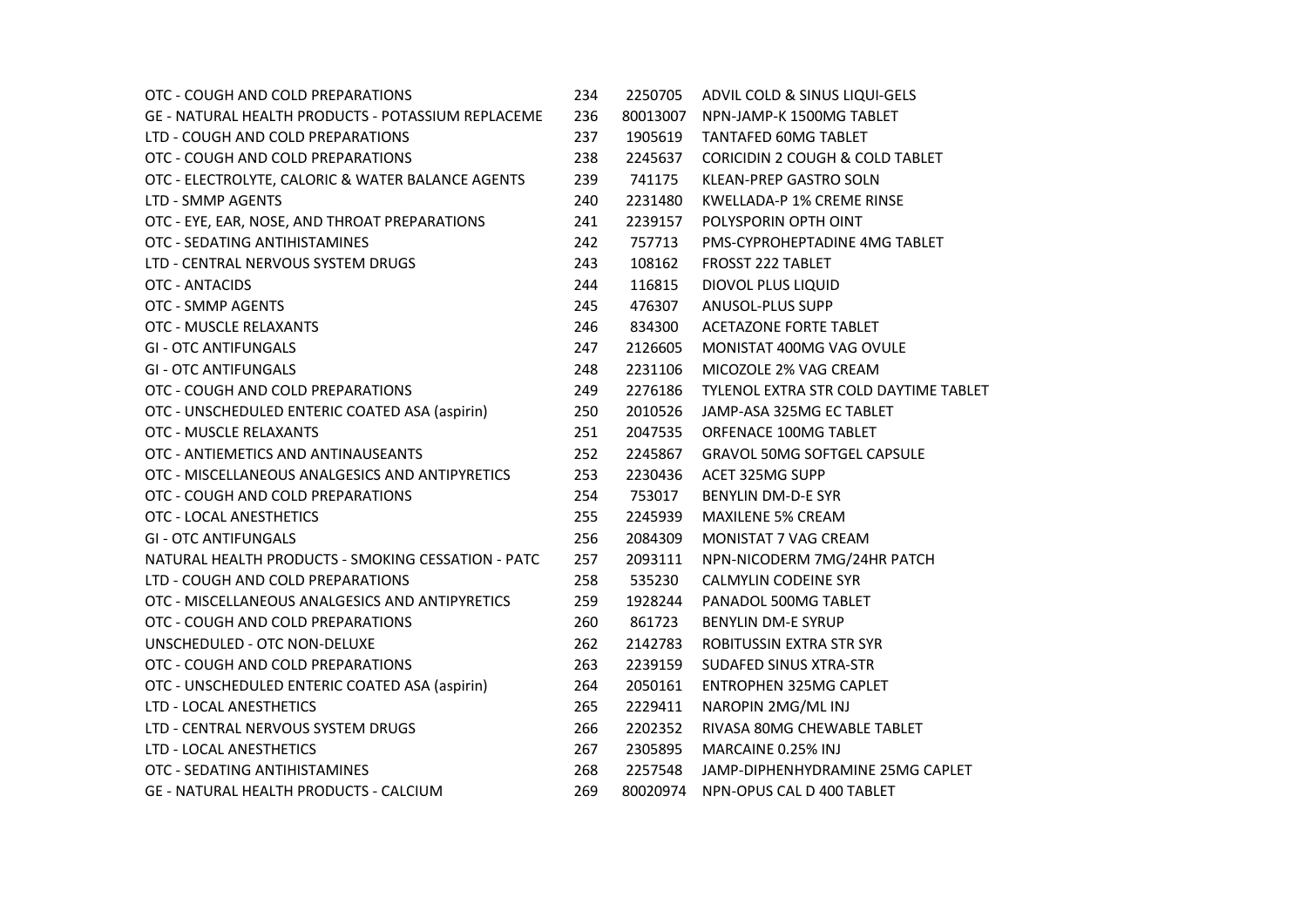| | | | |
|---|---|---|---|
| OTC - COUGH AND COLD PREPARATIONS | 234 | 2250705 | ADVIL COLD & SINUS LIQUI-GELS |
| GE - NATURAL HEALTH PRODUCTS - POTASSIUM REPLACEME | 236 | 80013007 | NPN-JAMP-K 1500MG TABLET |
| LTD - COUGH AND COLD PREPARATIONS | 237 | 1905619 | TANTAFED 60MG TABLET |
| OTC - COUGH AND COLD PREPARATIONS | 238 | 2245637 | CORICIDIN 2 COUGH & COLD TABLET |
| OTC - ELECTROLYTE, CALORIC & WATER BALANCE AGENTS | 239 | 741175 | KLEAN-PREP GASTRO SOLN |
| LTD - SMMP AGENTS | 240 | 2231480 | KWELLADA-P 1% CREME RINSE |
| OTC - EYE, EAR, NOSE, AND THROAT PREPARATIONS | 241 | 2239157 | POLYSPORIN OPTH OINT |
| OTC - SEDATING ANTIHISTAMINES | 242 | 757713 | PMS-CYPROHEPTADINE 4MG TABLET |
| LTD - CENTRAL NERVOUS SYSTEM DRUGS | 243 | 108162 | FROSST 222 TABLET |
| OTC - ANTACIDS | 244 | 116815 | DIOVOL PLUS LIQUID |
| OTC - SMMP AGENTS | 245 | 476307 | ANUSOL-PLUS SUPP |
| OTC - MUSCLE RELAXANTS | 246 | 834300 | ACETAZONE FORTE TABLET |
| GI - OTC ANTIFUNGALS | 247 | 2126605 | MONISTAT 400MG VAG OVULE |
| GI - OTC ANTIFUNGALS | 248 | 2231106 | MICOZOLE 2% VAG CREAM |
| OTC - COUGH AND COLD PREPARATIONS | 249 | 2276186 | TYLENOL EXTRA STR COLD DAYTIME TABLET |
| OTC - UNSCHEDULED ENTERIC COATED ASA (aspirin) | 250 | 2010526 | JAMP-ASA 325MG EC TABLET |
| OTC - MUSCLE RELAXANTS | 251 | 2047535 | ORFENACE 100MG TABLET |
| OTC - ANTIEMETICS AND ANTINAUSEANTS | 252 | 2245867 | GRAVOL 50MG SOFTGEL CAPSULE |
| OTC - MISCELLANEOUS ANALGESICS AND ANTIPYRETICS | 253 | 2230436 | ACET 325MG SUPP |
| OTC - COUGH AND COLD PREPARATIONS | 254 | 753017 | BENYLIN DM-D-E SYR |
| OTC - LOCAL ANESTHETICS | 255 | 2245939 | MAXILENE 5% CREAM |
| GI - OTC ANTIFUNGALS | 256 | 2084309 | MONISTAT 7 VAG CREAM |
| NATURAL HEALTH PRODUCTS - SMOKING CESSATION - PATC | 257 | 2093111 | NPN-NICODERM 7MG/24HR PATCH |
| LTD - COUGH AND COLD PREPARATIONS | 258 | 535230 | CALMYLIN CODEINE SYR |
| OTC - MISCELLANEOUS ANALGESICS AND ANTIPYRETICS | 259 | 1928244 | PANADOL 500MG TABLET |
| OTC - COUGH AND COLD PREPARATIONS | 260 | 861723 | BENYLIN DM-E SYRUP |
| UNSCHEDULED - OTC NON-DELUXE | 262 | 2142783 | ROBITUSSIN EXTRA STR SYR |
| OTC - COUGH AND COLD PREPARATIONS | 263 | 2239159 | SUDAFED SINUS XTRA-STR |
| OTC - UNSCHEDULED ENTERIC COATED ASA (aspirin) | 264 | 2050161 | ENTROPHEN 325MG CAPLET |
| LTD - LOCAL ANESTHETICS | 265 | 2229411 | NAROPIN 2MG/ML INJ |
| LTD - CENTRAL NERVOUS SYSTEM DRUGS | 266 | 2202352 | RIVASA 80MG CHEWABLE TABLET |
| LTD - LOCAL ANESTHETICS | 267 | 2305895 | MARCAINE 0.25% INJ |
| OTC - SEDATING ANTIHISTAMINES | 268 | 2257548 | JAMP-DIPHENHYDRAMINE 25MG CAPLET |
| GE - NATURAL HEALTH PRODUCTS - CALCIUM | 269 | 80020974 | NPN-OPUS CAL D 400 TABLET |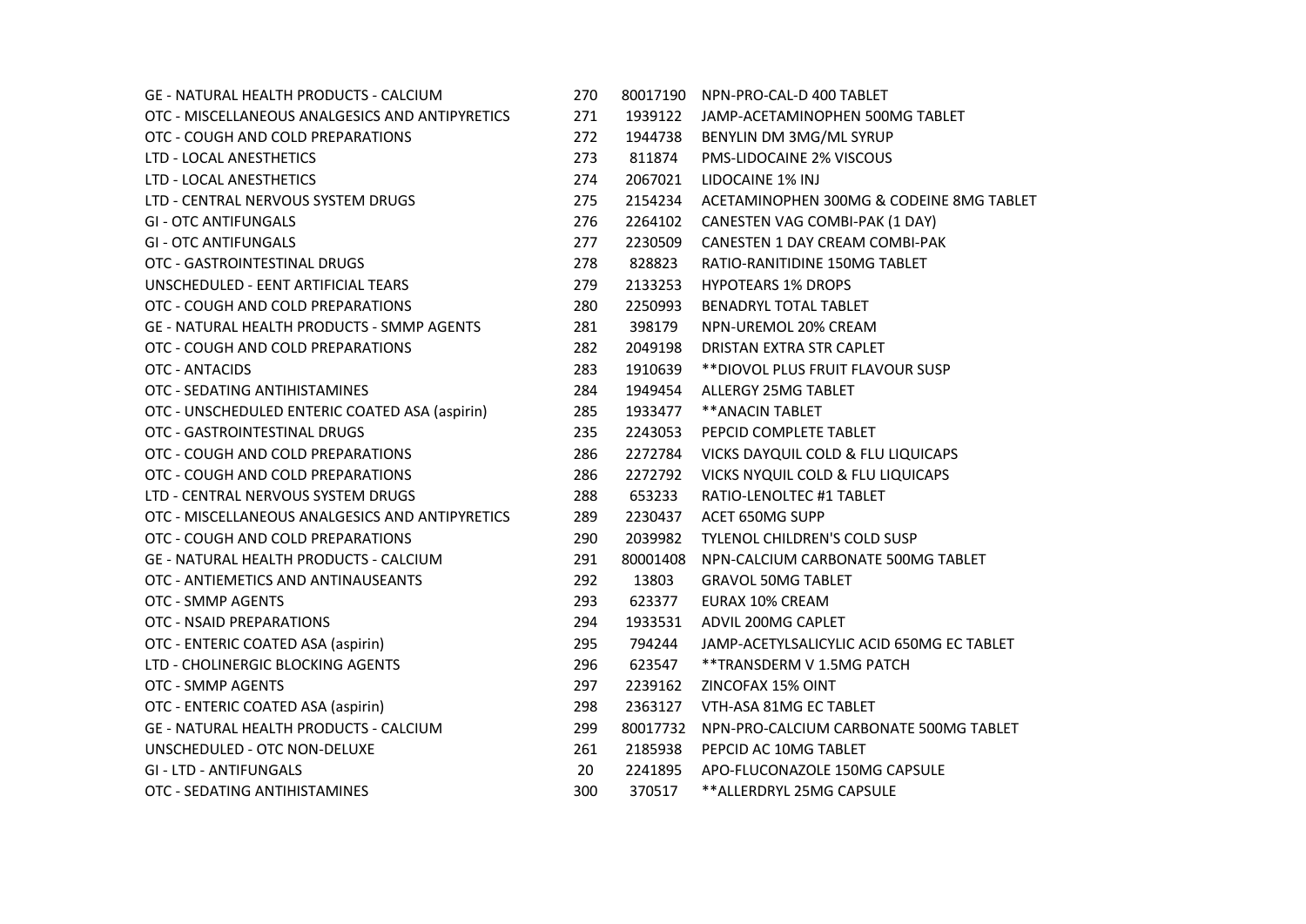| | | | |
|---|---|---|---|
| GE - NATURAL HEALTH PRODUCTS - CALCIUM | 270 | 80017190 | NPN-PRO-CAL-D 400 TABLET |
| OTC - MISCELLANEOUS ANALGESICS AND ANTIPYRETICS | 271 | 1939122 | JAMP-ACETAMINOPHEN 500MG TABLET |
| OTC - COUGH AND COLD PREPARATIONS | 272 | 1944738 | BENYLIN DM 3MG/ML SYRUP |
| LTD - LOCAL ANESTHETICS | 273 | 811874 | PMS-LIDOCAINE 2% VISCOUS |
| LTD - LOCAL ANESTHETICS | 274 | 2067021 | LIDOCAINE 1% INJ |
| LTD - CENTRAL NERVOUS SYSTEM DRUGS | 275 | 2154234 | ACETAMINOPHEN 300MG & CODEINE 8MG TABLET |
| GI - OTC ANTIFUNGALS | 276 | 2264102 | CANESTEN VAG COMBI-PAK (1 DAY) |
| GI - OTC ANTIFUNGALS | 277 | 2230509 | CANESTEN 1 DAY CREAM COMBI-PAK |
| OTC - GASTROINTESTINAL DRUGS | 278 | 828823 | RATIO-RANITIDINE 150MG TABLET |
| UNSCHEDULED - EENT ARTIFICIAL TEARS | 279 | 2133253 | HYPOTEARS 1% DROPS |
| OTC - COUGH AND COLD PREPARATIONS | 280 | 2250993 | BENADRYL TOTAL TABLET |
| GE - NATURAL HEALTH PRODUCTS - SMMP AGENTS | 281 | 398179 | NPN-UREMOL 20% CREAM |
| OTC - COUGH AND COLD PREPARATIONS | 282 | 2049198 | DRISTAN EXTRA STR CAPLET |
| OTC - ANTACIDS | 283 | 1910639 | **DIOVOL PLUS FRUIT FLAVOUR SUSP |
| OTC - SEDATING ANTIHISTAMINES | 284 | 1949454 | ALLERGY 25MG TABLET |
| OTC - UNSCHEDULED ENTERIC COATED ASA (aspirin) | 285 | 1933477 | **ANACIN TABLET |
| OTC - GASTROINTESTINAL DRUGS | 235 | 2243053 | PEPCID COMPLETE TABLET |
| OTC - COUGH AND COLD PREPARATIONS | 286 | 2272784 | VICKS DAYQUIL COLD & FLU LIQUICAPS |
| OTC - COUGH AND COLD PREPARATIONS | 286 | 2272792 | VICKS NYQUIL COLD & FLU LIQUICAPS |
| LTD - CENTRAL NERVOUS SYSTEM DRUGS | 288 | 653233 | RATIO-LENOLTEC #1 TABLET |
| OTC - MISCELLANEOUS ANALGESICS AND ANTIPYRETICS | 289 | 2230437 | ACET 650MG SUPP |
| OTC - COUGH AND COLD PREPARATIONS | 290 | 2039982 | TYLENOL CHILDREN'S COLD SUSP |
| GE - NATURAL HEALTH PRODUCTS - CALCIUM | 291 | 80001408 | NPN-CALCIUM CARBONATE 500MG TABLET |
| OTC - ANTIEMETICS AND ANTINAUSEANTS | 292 | 13803 | GRAVOL 50MG TABLET |
| OTC - SMMP AGENTS | 293 | 623377 | EURAX 10% CREAM |
| OTC - NSAID PREPARATIONS | 294 | 1933531 | ADVIL 200MG CAPLET |
| OTC - ENTERIC COATED ASA (aspirin) | 295 | 794244 | JAMP-ACETYLSALICYLIC ACID 650MG EC TABLET |
| LTD - CHOLINERGIC BLOCKING AGENTS | 296 | 623547 | **TRANSDERM V 1.5MG PATCH |
| OTC - SMMP AGENTS | 297 | 2239162 | ZINCOFAX 15% OINT |
| OTC - ENTERIC COATED ASA (aspirin) | 298 | 2363127 | VTH-ASA 81MG EC TABLET |
| GE - NATURAL HEALTH PRODUCTS - CALCIUM | 299 | 80017732 | NPN-PRO-CALCIUM CARBONATE 500MG TABLET |
| UNSCHEDULED - OTC NON-DELUXE | 261 | 2185938 | PEPCID AC 10MG TABLET |
| GI - LTD - ANTIFUNGALS | 20 | 2241895 | APO-FLUCONAZOLE 150MG CAPSULE |
| OTC - SEDATING ANTIHISTAMINES | 300 | 370517 | **ALLERDRYL 25MG CAPSULE |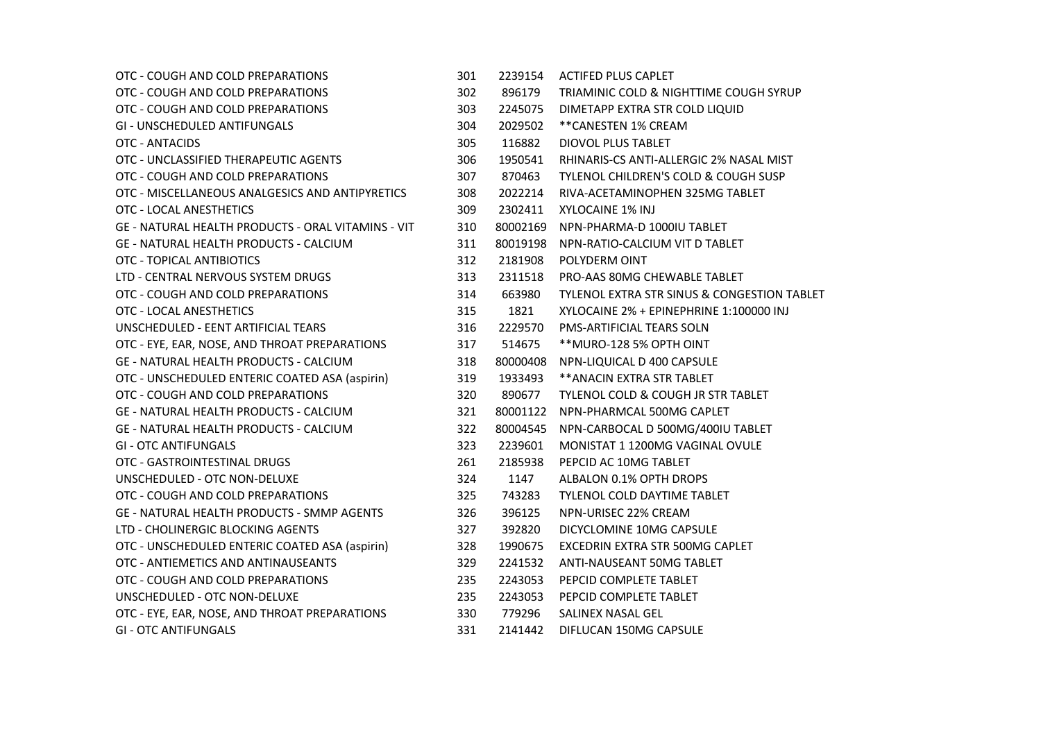| | | | |
|---|---|---|---|
| OTC - COUGH AND COLD PREPARATIONS | 301 | 2239154 | ACTIFED PLUS CAPLET |
| OTC - COUGH AND COLD PREPARATIONS | 302 | 896179 | TRIAMINIC COLD & NIGHTTIME COUGH SYRUP |
| OTC - COUGH AND COLD PREPARATIONS | 303 | 2245075 | DIMETAPP EXTRA STR COLD LIQUID |
| GI - UNSCHEDULED ANTIFUNGALS | 304 | 2029502 | **CANESTEN 1% CREAM |
| OTC - ANTACIDS | 305 | 116882 | DIOVOL PLUS TABLET |
| OTC - UNCLASSIFIED THERAPEUTIC AGENTS | 306 | 1950541 | RHINARIS-CS ANTI-ALLERGIC 2% NASAL MIST |
| OTC - COUGH AND COLD PREPARATIONS | 307 | 870463 | TYLENOL CHILDREN'S COLD & COUGH SUSP |
| OTC - MISCELLANEOUS ANALGESICS AND ANTIPYRETICS | 308 | 2022214 | RIVA-ACETAMINOPHEN 325MG TABLET |
| OTC - LOCAL ANESTHETICS | 309 | 2302411 | XYLOCAINE 1% INJ |
| GE - NATURAL HEALTH PRODUCTS - ORAL VITAMINS - VIT | 310 | 80002169 | NPN-PHARMA-D 1000IU TABLET |
| GE - NATURAL HEALTH PRODUCTS - CALCIUM | 311 | 80019198 | NPN-RATIO-CALCIUM VIT D TABLET |
| OTC - TOPICAL ANTIBIOTICS | 312 | 2181908 | POLYDERM OINT |
| LTD - CENTRAL NERVOUS SYSTEM DRUGS | 313 | 2311518 | PRO-AAS 80MG CHEWABLE TABLET |
| OTC - COUGH AND COLD PREPARATIONS | 314 | 663980 | TYLENOL EXTRA STR SINUS & CONGESTION TABLET |
| OTC - LOCAL ANESTHETICS | 315 | 1821 | XYLOCAINE 2% + EPINEPHRINE 1:100000 INJ |
| UNSCHEDULED - EENT ARTIFICIAL TEARS | 316 | 2229570 | PMS-ARTIFICIAL TEARS SOLN |
| OTC - EYE, EAR, NOSE, AND THROAT PREPARATIONS | 317 | 514675 | **MURO-128 5% OPTH OINT |
| GE - NATURAL HEALTH PRODUCTS - CALCIUM | 318 | 80000408 | NPN-LIQUICAL D 400 CAPSULE |
| OTC - UNSCHEDULED ENTERIC COATED ASA (aspirin) | 319 | 1933493 | **ANACIN EXTRA STR TABLET |
| OTC - COUGH AND COLD PREPARATIONS | 320 | 890677 | TYLENOL COLD & COUGH JR STR TABLET |
| GE - NATURAL HEALTH PRODUCTS - CALCIUM | 321 | 80001122 | NPN-PHARMCAL 500MG CAPLET |
| GE - NATURAL HEALTH PRODUCTS - CALCIUM | 322 | 80004545 | NPN-CARBOCAL D 500MG/400IU TABLET |
| GI - OTC ANTIFUNGALS | 323 | 2239601 | MONISTAT 1 1200MG VAGINAL OVULE |
| OTC - GASTROINTESTINAL DRUGS | 261 | 2185938 | PEPCID AC 10MG TABLET |
| UNSCHEDULED - OTC NON-DELUXE | 324 | 1147 | ALBALON 0.1% OPTH DROPS |
| OTC - COUGH AND COLD PREPARATIONS | 325 | 743283 | TYLENOL COLD DAYTIME TABLET |
| GE - NATURAL HEALTH PRODUCTS - SMMP AGENTS | 326 | 396125 | NPN-URISEC 22% CREAM |
| LTD - CHOLINERGIC BLOCKING AGENTS | 327 | 392820 | DICYCLOMINE 10MG CAPSULE |
| OTC - UNSCHEDULED ENTERIC COATED ASA (aspirin) | 328 | 1990675 | EXCEDRIN EXTRA STR 500MG CAPLET |
| OTC - ANTIEMETICS AND ANTINAUSEANTS | 329 | 2241532 | ANTI-NAUSEANT 50MG TABLET |
| OTC - COUGH AND COLD PREPARATIONS | 235 | 2243053 | PEPCID COMPLETE TABLET |
| UNSCHEDULED - OTC NON-DELUXE | 235 | 2243053 | PEPCID COMPLETE TABLET |
| OTC - EYE, EAR, NOSE, AND THROAT PREPARATIONS | 330 | 779296 | SALINEX NASAL GEL |
| GI - OTC ANTIFUNGALS | 331 | 2141442 | DIFLUCAN 150MG CAPSULE |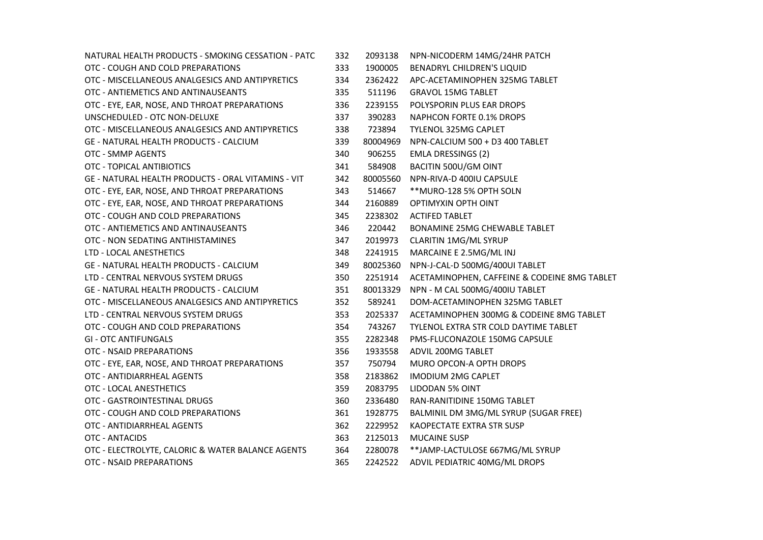| | | | |
|---|---|---|---|
| NATURAL HEALTH PRODUCTS - SMOKING CESSATION - PATC | 332 | 2093138 | NPN-NICODERM 14MG/24HR PATCH |
| OTC - COUGH AND COLD PREPARATIONS | 333 | 1900005 | BENADRYL CHILDREN'S LIQUID |
| OTC - MISCELLANEOUS ANALGESICS AND ANTIPYRETICS | 334 | 2362422 | APC-ACETAMINOPHEN 325MG TABLET |
| OTC - ANTIEMETICS AND ANTINAUSEANTS | 335 | 511196 | GRAVOL 15MG TABLET |
| OTC - EYE, EAR, NOSE, AND THROAT PREPARATIONS | 336 | 2239155 | POLYSPORIN PLUS EAR DROPS |
| UNSCHEDULED - OTC NON-DELUXE | 337 | 390283 | NAPHCON FORTE 0.1% DROPS |
| OTC - MISCELLANEOUS ANALGESICS AND ANTIPYRETICS | 338 | 723894 | TYLENOL 325MG CAPLET |
| GE - NATURAL HEALTH PRODUCTS - CALCIUM | 339 | 80004969 | NPN-CALCIUM 500 + D3 400 TABLET |
| OTC - SMMP AGENTS | 340 | 906255 | EMLA DRESSINGS (2) |
| OTC - TOPICAL ANTIBIOTICS | 341 | 584908 | BACITIN 500U/GM OINT |
| GE - NATURAL HEALTH PRODUCTS - ORAL VITAMINS - VIT | 342 | 80005560 | NPN-RIVA-D 400IU CAPSULE |
| OTC - EYE, EAR, NOSE, AND THROAT PREPARATIONS | 343 | 514667 | **MURO-128 5% OPTH SOLN |
| OTC - EYE, EAR, NOSE, AND THROAT PREPARATIONS | 344 | 2160889 | OPTIMYXIN OPTH OINT |
| OTC - COUGH AND COLD PREPARATIONS | 345 | 2238302 | ACTIFED TABLET |
| OTC - ANTIEMETICS AND ANTINAUSEANTS | 346 | 220442 | BONAMINE 25MG CHEWABLE TABLET |
| OTC - NON SEDATING ANTIHISTAMINES | 347 | 2019973 | CLARITIN 1MG/ML SYRUP |
| LTD - LOCAL ANESTHETICS | 348 | 2241915 | MARCAINE E 2.5MG/ML INJ |
| GE - NATURAL HEALTH PRODUCTS - CALCIUM | 349 | 80025360 | NPN-J-CAL-D 500MG/400UI TABLET |
| LTD - CENTRAL NERVOUS SYSTEM DRUGS | 350 | 2251914 | ACETAMINOPHEN, CAFFEINE & CODEINE 8MG TABLET |
| GE - NATURAL HEALTH PRODUCTS - CALCIUM | 351 | 80013329 | NPN - M CAL 500MG/400IU TABLET |
| OTC - MISCELLANEOUS ANALGESICS AND ANTIPYRETICS | 352 | 589241 | DOM-ACETAMINOPHEN 325MG TABLET |
| LTD - CENTRAL NERVOUS SYSTEM DRUGS | 353 | 2025337 | ACETAMINOPHEN 300MG & CODEINE 8MG TABLET |
| OTC - COUGH AND COLD PREPARATIONS | 354 | 743267 | TYLENOL EXTRA STR COLD DAYTIME TABLET |
| GI - OTC ANTIFUNGALS | 355 | 2282348 | PMS-FLUCONAZOLE 150MG CAPSULE |
| OTC - NSAID PREPARATIONS | 356 | 1933558 | ADVIL 200MG TABLET |
| OTC - EYE, EAR, NOSE, AND THROAT PREPARATIONS | 357 | 750794 | MURO OPCON-A OPTH DROPS |
| OTC - ANTIDIARRHEAL AGENTS | 358 | 2183862 | IMODIUM 2MG CAPLET |
| OTC - LOCAL ANESTHETICS | 359 | 2083795 | LIDODAN 5% OINT |
| OTC - GASTROINTESTINAL DRUGS | 360 | 2336480 | RAN-RANITIDINE 150MG TABLET |
| OTC - COUGH AND COLD PREPARATIONS | 361 | 1928775 | BALMINIL DM 3MG/ML SYRUP (SUGAR FREE) |
| OTC - ANTIDIARRHEAL AGENTS | 362 | 2229952 | KAOPECTATE EXTRA STR SUSP |
| OTC - ANTACIDS | 363 | 2125013 | MUCAINE SUSP |
| OTC - ELECTROLYTE, CALORIC & WATER BALANCE AGENTS | 364 | 2280078 | **JAMP-LACTULOSE 667MG/ML SYRUP |
| OTC - NSAID PREPARATIONS | 365 | 2242522 | ADVIL PEDIATRIC 40MG/ML DROPS |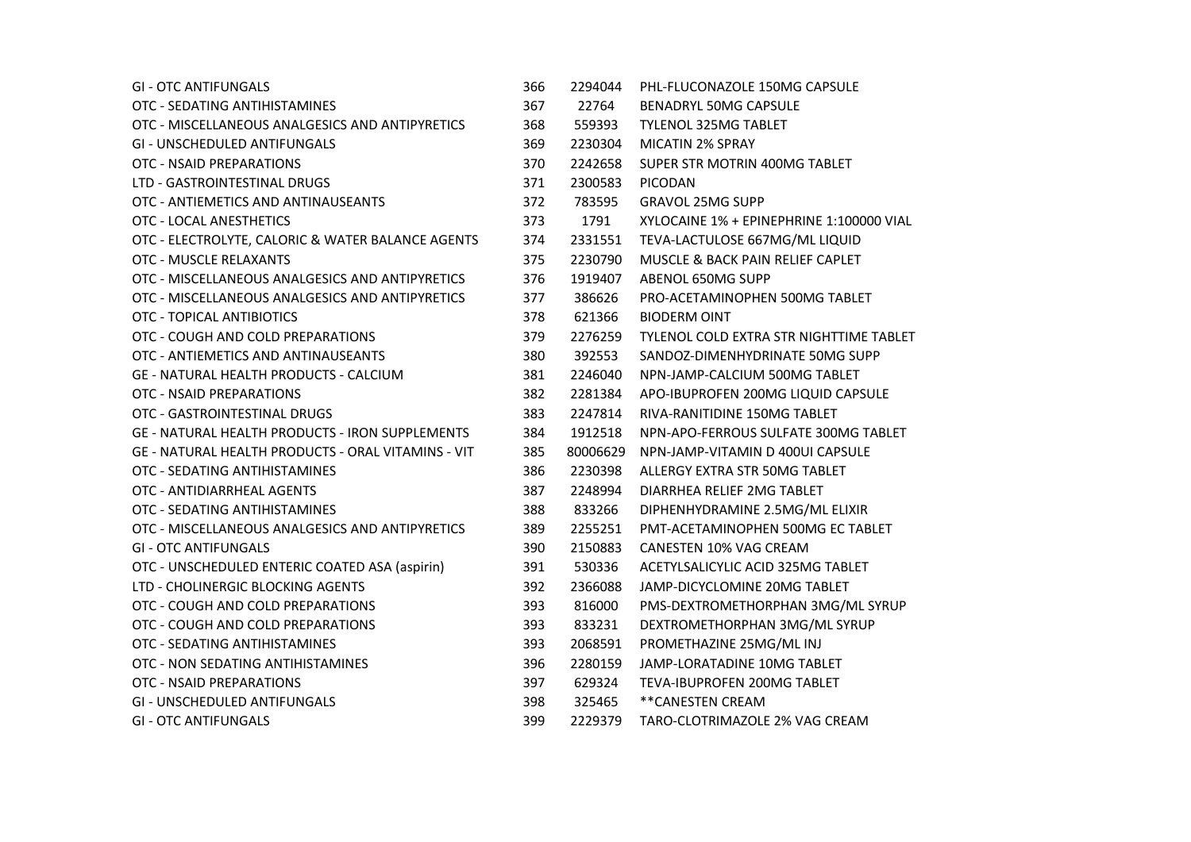| | | | |
|---|---|---|---|
| GI - OTC ANTIFUNGALS | 366 | 2294044 | PHL-FLUCONAZOLE 150MG CAPSULE |
| OTC - SEDATING ANTIHISTAMINES | 367 | 22764 | BENADRYL 50MG CAPSULE |
| OTC - MISCELLANEOUS ANALGESICS AND ANTIPYRETICS | 368 | 559393 | TYLENOL 325MG TABLET |
| GI - UNSCHEDULED ANTIFUNGALS | 369 | 2230304 | MICATIN 2% SPRAY |
| OTC - NSAID PREPARATIONS | 370 | 2242658 | SUPER STR MOTRIN 400MG TABLET |
| LTD - GASTROINTESTINAL DRUGS | 371 | 2300583 | PICODAN |
| OTC - ANTIEMETICS AND ANTINAUSEANTS | 372 | 783595 | GRAVOL 25MG SUPP |
| OTC - LOCAL ANESTHETICS | 373 | 1791 | XYLOCAINE 1% + EPINEPHRINE 1:100000 VIAL |
| OTC - ELECTROLYTE, CALORIC & WATER BALANCE AGENTS | 374 | 2331551 | TEVA-LACTULOSE 667MG/ML LIQUID |
| OTC - MUSCLE RELAXANTS | 375 | 2230790 | MUSCLE & BACK PAIN RELIEF CAPLET |
| OTC - MISCELLANEOUS ANALGESICS AND ANTIPYRETICS | 376 | 1919407 | ABENOL 650MG SUPP |
| OTC - MISCELLANEOUS ANALGESICS AND ANTIPYRETICS | 377 | 386626 | PRO-ACETAMINOPHEN 500MG TABLET |
| OTC - TOPICAL ANTIBIOTICS | 378 | 621366 | BIODERM OINT |
| OTC - COUGH AND COLD PREPARATIONS | 379 | 2276259 | TYLENOL COLD EXTRA STR NIGHTTIME TABLET |
| OTC - ANTIEMETICS AND ANTINAUSEANTS | 380 | 392553 | SANDOZ-DIMENHYDRINATE 50MG SUPP |
| GE - NATURAL HEALTH PRODUCTS - CALCIUM | 381 | 2246040 | NPN-JAMP-CALCIUM 500MG TABLET |
| OTC - NSAID PREPARATIONS | 382 | 2281384 | APO-IBUPROFEN 200MG LIQUID CAPSULE |
| OTC - GASTROINTESTINAL DRUGS | 383 | 2247814 | RIVA-RANITIDINE 150MG TABLET |
| GE - NATURAL HEALTH PRODUCTS - IRON SUPPLEMENTS | 384 | 1912518 | NPN-APO-FERROUS SULFATE 300MG TABLET |
| GE - NATURAL HEALTH PRODUCTS - ORAL VITAMINS - VIT | 385 | 80006629 | NPN-JAMP-VITAMIN D 400UI CAPSULE |
| OTC - SEDATING ANTIHISTAMINES | 386 | 2230398 | ALLERGY EXTRA STR 50MG TABLET |
| OTC - ANTIDIARRHEAL AGENTS | 387 | 2248994 | DIARRHEA RELIEF 2MG TABLET |
| OTC - SEDATING ANTIHISTAMINES | 388 | 833266 | DIPHENHYDRAMINE 2.5MG/ML ELIXIR |
| OTC - MISCELLANEOUS ANALGESICS AND ANTIPYRETICS | 389 | 2255251 | PMT-ACETAMINOPHEN 500MG EC TABLET |
| GI - OTC ANTIFUNGALS | 390 | 2150883 | CANESTEN 10% VAG CREAM |
| OTC - UNSCHEDULED ENTERIC COATED ASA (aspirin) | 391 | 530336 | ACETYLSALICYLIC ACID 325MG TABLET |
| LTD - CHOLINERGIC BLOCKING AGENTS | 392 | 2366088 | JAMP-DICYCLOMINE 20MG TABLET |
| OTC - COUGH AND COLD PREPARATIONS | 393 | 816000 | PMS-DEXTROMETHORPHAN 3MG/ML SYRUP |
| OTC - COUGH AND COLD PREPARATIONS | 393 | 833231 | DEXTROMETHORPHAN 3MG/ML SYRUP |
| OTC - SEDATING ANTIHISTAMINES | 393 | 2068591 | PROMETHAZINE 25MG/ML INJ |
| OTC - NON SEDATING ANTIHISTAMINES | 396 | 2280159 | JAMP-LORATADINE 10MG TABLET |
| OTC - NSAID PREPARATIONS | 397 | 629324 | TEVA-IBUPROFEN 200MG TABLET |
| GI - UNSCHEDULED ANTIFUNGALS | 398 | 325465 | **CANESTEN CREAM |
| GI - OTC ANTIFUNGALS | 399 | 2229379 | TARO-CLOTRIMAZOLE 2% VAG CREAM |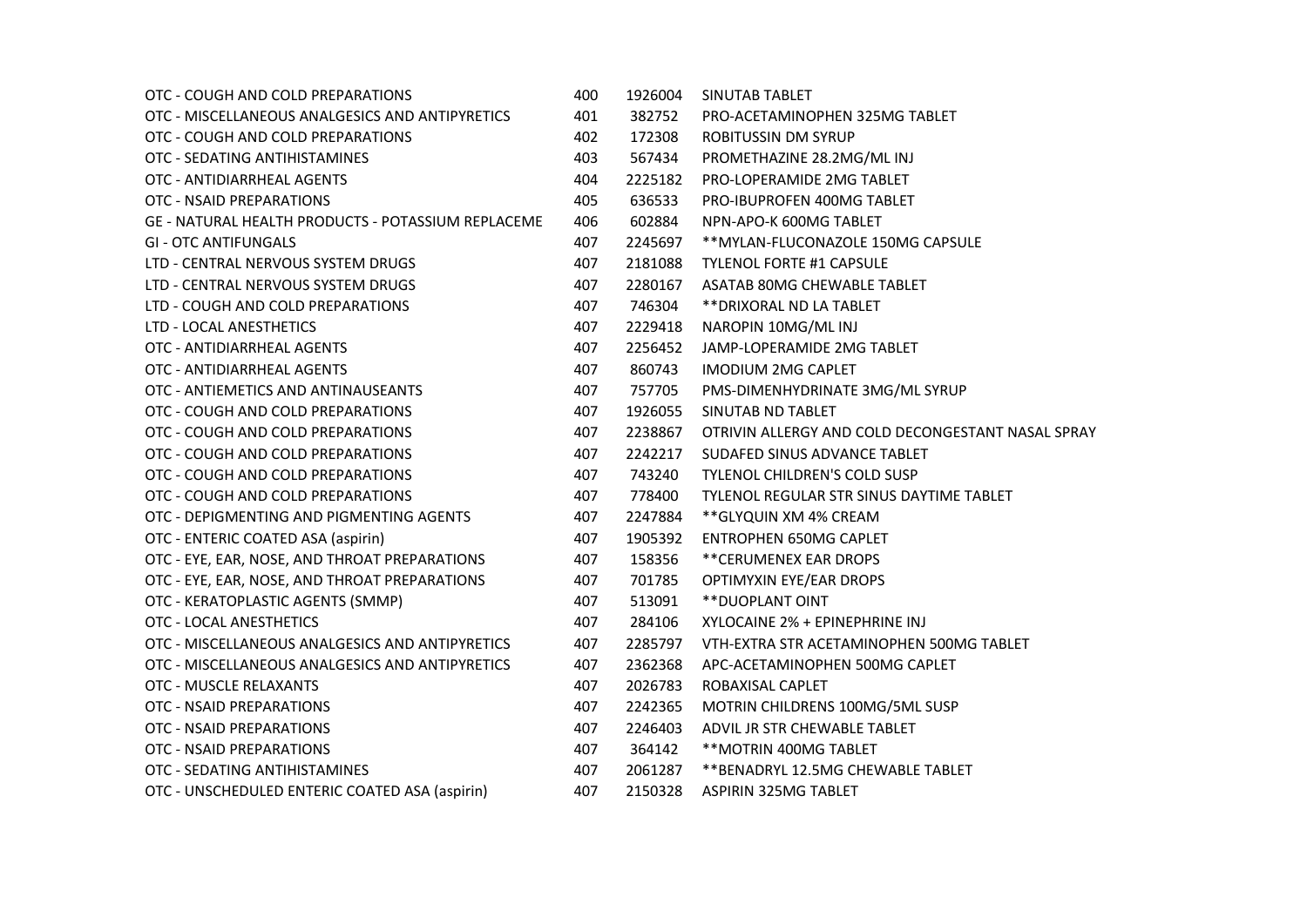| | | | |
|---|---|---|---|
| OTC - COUGH AND COLD PREPARATIONS | 400 | 1926004 | SINUTAB TABLET |
| OTC - MISCELLANEOUS ANALGESICS AND ANTIPYRETICS | 401 | 382752 | PRO-ACETAMINOPHEN 325MG TABLET |
| OTC - COUGH AND COLD PREPARATIONS | 402 | 172308 | ROBITUSSIN DM SYRUP |
| OTC - SEDATING ANTIHISTAMINES | 403 | 567434 | PROMETHAZINE 28.2MG/ML INJ |
| OTC - ANTIDIARRHEAL AGENTS | 404 | 2225182 | PRO-LOPERAMIDE 2MG TABLET |
| OTC - NSAID PREPARATIONS | 405 | 636533 | PRO-IBUPROFEN 400MG TABLET |
| GE - NATURAL HEALTH PRODUCTS - POTASSIUM REPLACEME | 406 | 602884 | NPN-APO-K 600MG TABLET |
| GI - OTC ANTIFUNGALS | 407 | 2245697 | **MYLAN-FLUCONAZOLE 150MG CAPSULE |
| LTD - CENTRAL NERVOUS SYSTEM DRUGS | 407 | 2181088 | TYLENOL FORTE #1 CAPSULE |
| LTD - CENTRAL NERVOUS SYSTEM DRUGS | 407 | 2280167 | ASATAB 80MG CHEWABLE TABLET |
| LTD - COUGH AND COLD PREPARATIONS | 407 | 746304 | **DRIXORAL ND LA TABLET |
| LTD - LOCAL ANESTHETICS | 407 | 2229418 | NAROPIN 10MG/ML INJ |
| OTC - ANTIDIARRHEAL AGENTS | 407 | 2256452 | JAMP-LOPERAMIDE 2MG TABLET |
| OTC - ANTIDIARRHEAL AGENTS | 407 | 860743 | IMODIUM 2MG CAPLET |
| OTC - ANTIEMETICS AND ANTINAUSEANTS | 407 | 757705 | PMS-DIMENHYDRINATE 3MG/ML SYRUP |
| OTC - COUGH AND COLD PREPARATIONS | 407 | 1926055 | SINUTAB ND TABLET |
| OTC - COUGH AND COLD PREPARATIONS | 407 | 2238867 | OTRIVIN ALLERGY AND COLD DECONGESTANT NASAL SPRAY |
| OTC - COUGH AND COLD PREPARATIONS | 407 | 2242217 | SUDAFED SINUS ADVANCE TABLET |
| OTC - COUGH AND COLD PREPARATIONS | 407 | 743240 | TYLENOL CHILDREN'S COLD SUSP |
| OTC - COUGH AND COLD PREPARATIONS | 407 | 778400 | TYLENOL REGULAR STR SINUS DAYTIME TABLET |
| OTC - DEPIGMENTING AND PIGMENTING AGENTS | 407 | 2247884 | **GLYQUIN XM 4% CREAM |
| OTC - ENTERIC COATED ASA (aspirin) | 407 | 1905392 | ENTROPHEN 650MG CAPLET |
| OTC - EYE, EAR, NOSE, AND THROAT PREPARATIONS | 407 | 158356 | **CERUMENEX EAR DROPS |
| OTC - EYE, EAR, NOSE, AND THROAT PREPARATIONS | 407 | 701785 | OPTIMYXIN EYE/EAR DROPS |
| OTC - KERATOPLASTIC AGENTS (SMMP) | 407 | 513091 | **DUOPLANT OINT |
| OTC - LOCAL ANESTHETICS | 407 | 284106 | XYLOCAINE 2% + EPINEPHRINE INJ |
| OTC - MISCELLANEOUS ANALGESICS AND ANTIPYRETICS | 407 | 2285797 | VTH-EXTRA STR ACETAMINOPHEN 500MG TABLET |
| OTC - MISCELLANEOUS ANALGESICS AND ANTIPYRETICS | 407 | 2362368 | APC-ACETAMINOPHEN 500MG CAPLET |
| OTC - MUSCLE RELAXANTS | 407 | 2026783 | ROBAXISAL CAPLET |
| OTC - NSAID PREPARATIONS | 407 | 2242365 | MOTRIN CHILDRENS 100MG/5ML SUSP |
| OTC - NSAID PREPARATIONS | 407 | 2246403 | ADVIL JR STR CHEWABLE TABLET |
| OTC - NSAID PREPARATIONS | 407 | 364142 | **MOTRIN 400MG TABLET |
| OTC - SEDATING ANTIHISTAMINES | 407 | 2061287 | **BENADRYL 12.5MG CHEWABLE TABLET |
| OTC - UNSCHEDULED ENTERIC COATED ASA (aspirin) | 407 | 2150328 | ASPIRIN 325MG TABLET |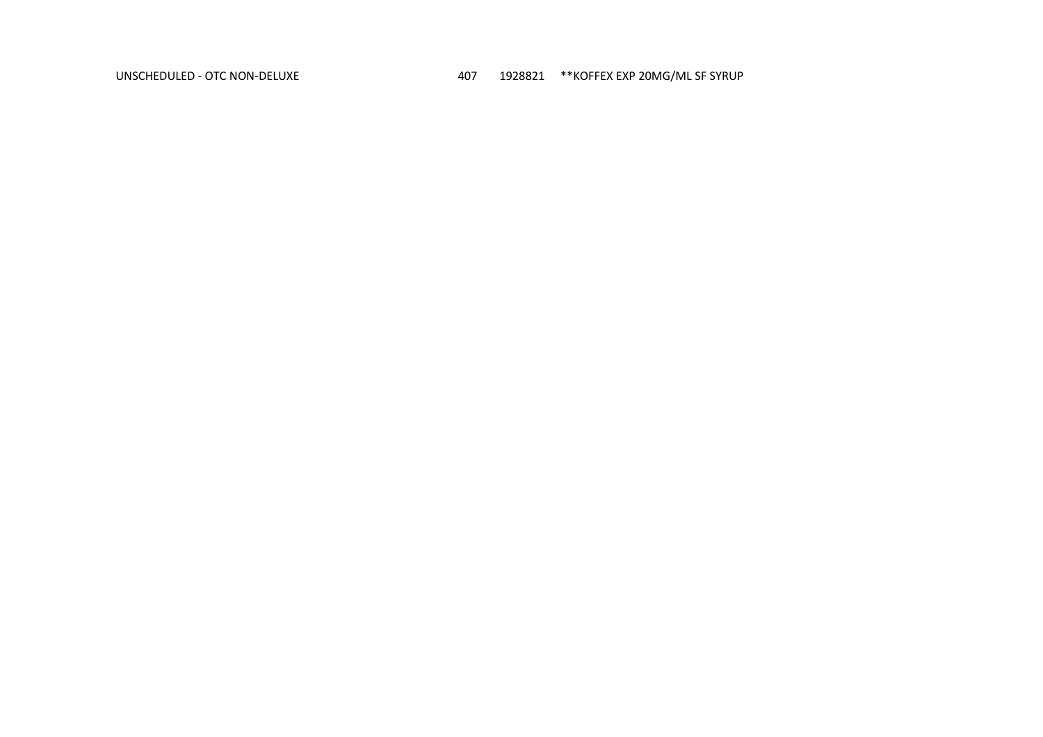| | | | |
|---|---|---|---|
| UNSCHEDULED - OTC NON-DELUXE | 407 | 1928821 | **KOFFEX EXP 20MG/ML SF SYRUP |